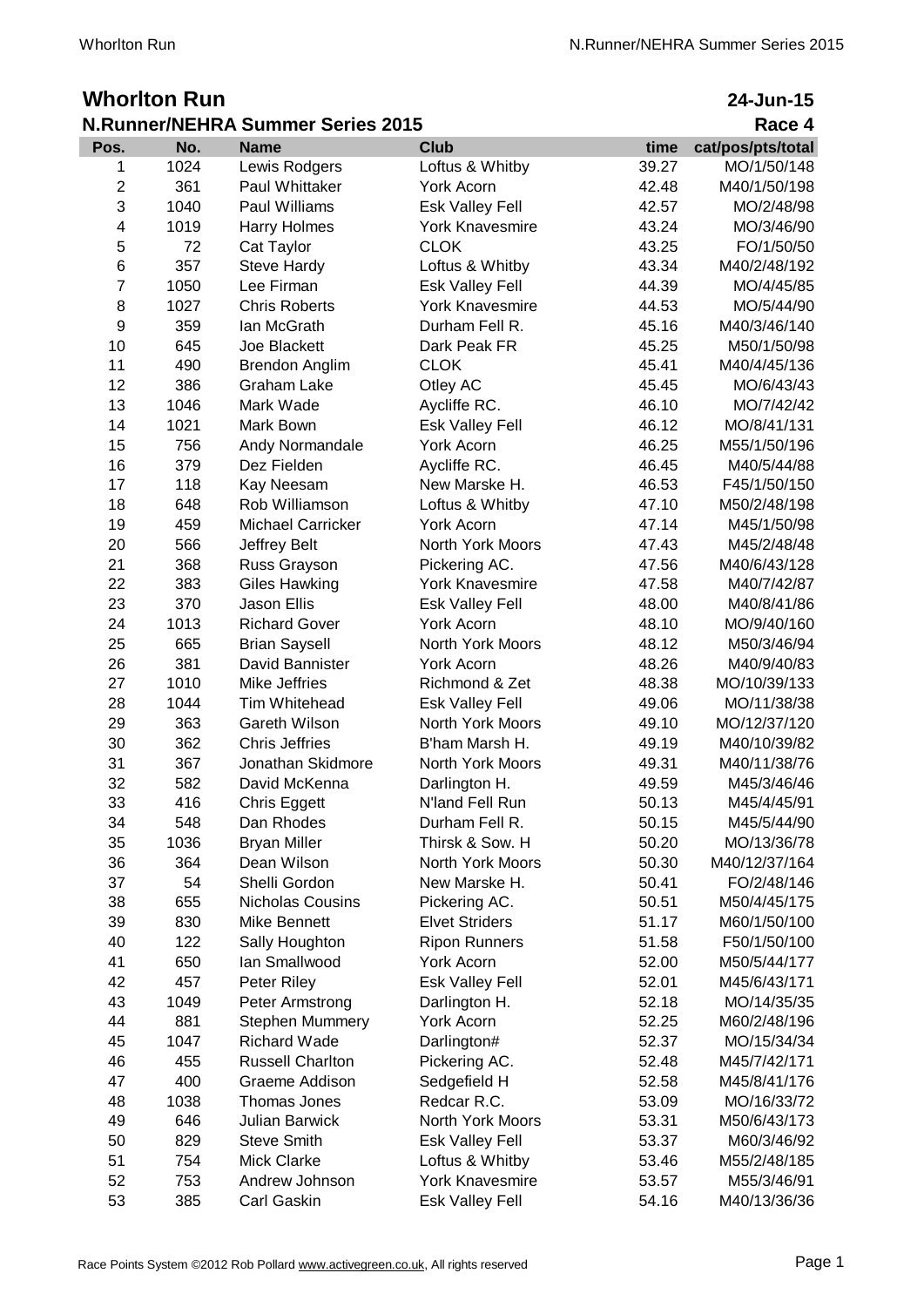# Whorlton Run

**24-Jun-15**

## N.Runner/NEHRA Summer Series 2015

**Race 4**

| Pos. | No. | Name | Club | time | cat/pos/pts/total |
|---|---|---|---|---|---|
| 1 | 1024 | Lewis Rodgers | Loftus & Whitby | 39.27 | MO/1/50/148 |
| 2 | 361 | Paul Whittaker | York Acorn | 42.48 | M40/1/50/198 |
| 3 | 1040 | Paul Williams | Esk Valley Fell | 42.57 | MO/2/48/98 |
| 4 | 1019 | Harry Holmes | York Knavesmire | 43.24 | MO/3/46/90 |
| 5 | 72 | Cat Taylor | CLOK | 43.25 | FO/1/50/50 |
| 6 | 357 | Steve Hardy | Loftus & Whitby | 43.34 | M40/2/48/192 |
| 7 | 1050 | Lee Firman | Esk Valley Fell | 44.39 | MO/4/45/85 |
| 8 | 1027 | Chris Roberts | York Knavesmire | 44.53 | MO/5/44/90 |
| 9 | 359 | Ian McGrath | Durham Fell R. | 45.16 | M40/3/46/140 |
| 10 | 645 | Joe Blackett | Dark Peak FR | 45.25 | M50/1/50/98 |
| 11 | 490 | Brendon Anglim | CLOK | 45.41 | M40/4/45/136 |
| 12 | 386 | Graham Lake | Otley AC | 45.45 | MO/6/43/43 |
| 13 | 1046 | Mark Wade | Aycliffe RC. | 46.10 | MO/7/42/42 |
| 14 | 1021 | Mark Bown | Esk Valley Fell | 46.12 | MO/8/41/131 |
| 15 | 756 | Andy Normandale | York Acorn | 46.25 | M55/1/50/196 |
| 16 | 379 | Dez Fielden | Aycliffe RC. | 46.45 | M40/5/44/88 |
| 17 | 118 | Kay Neesam | New Marske H. | 46.53 | F45/1/50/150 |
| 18 | 648 | Rob Williamson | Loftus & Whitby | 47.10 | M50/2/48/198 |
| 19 | 459 | Michael Carricker | York Acorn | 47.14 | M45/1/50/98 |
| 20 | 566 | Jeffrey Belt | North York Moors | 47.43 | M45/2/48/48 |
| 21 | 368 | Russ Grayson | Pickering AC. | 47.56 | M40/6/43/128 |
| 22 | 383 | Giles Hawking | York Knavesmire | 47.58 | M40/7/42/87 |
| 23 | 370 | Jason Ellis | Esk Valley Fell | 48.00 | M40/8/41/86 |
| 24 | 1013 | Richard Gover | York Acorn | 48.10 | MO/9/40/160 |
| 25 | 665 | Brian Saysell | North York Moors | 48.12 | M50/3/46/94 |
| 26 | 381 | David Bannister | York Acorn | 48.26 | M40/9/40/83 |
| 27 | 1010 | Mike Jeffries | Richmond & Zet | 48.38 | MO/10/39/133 |
| 28 | 1044 | Tim Whitehead | Esk Valley Fell | 49.06 | MO/11/38/38 |
| 29 | 363 | Gareth Wilson | North York Moors | 49.10 | MO/12/37/120 |
| 30 | 362 | Chris Jeffries | B'ham Marsh H. | 49.19 | M40/10/39/82 |
| 31 | 367 | Jonathan Skidmore | North York Moors | 49.31 | M40/11/38/76 |
| 32 | 582 | David McKenna | Darlington H. | 49.59 | M45/3/46/46 |
| 33 | 416 | Chris Eggett | N'land Fell Run | 50.13 | M45/4/45/91 |
| 34 | 548 | Dan Rhodes | Durham Fell R. | 50.15 | M45/5/44/90 |
| 35 | 1036 | Bryan Miller | Thirsk & Sow. H | 50.20 | MO/13/36/78 |
| 36 | 364 | Dean Wilson | North York Moors | 50.30 | M40/12/37/164 |
| 37 | 54 | Shelli Gordon | New Marske H. | 50.41 | FO/2/48/146 |
| 38 | 655 | Nicholas Cousins | Pickering AC. | 50.51 | M50/4/45/175 |
| 39 | 830 | Mike Bennett | Elvet Striders | 51.17 | M60/1/50/100 |
| 40 | 122 | Sally Houghton | Ripon Runners | 51.58 | F50/1/50/100 |
| 41 | 650 | Ian Smallwood | York Acorn | 52.00 | M50/5/44/177 |
| 42 | 457 | Peter Riley | Esk Valley Fell | 52.01 | M45/6/43/171 |
| 43 | 1049 | Peter Armstrong | Darlington H. | 52.18 | MO/14/35/35 |
| 44 | 881 | Stephen Mummery | York Acorn | 52.25 | M60/2/48/196 |
| 45 | 1047 | Richard Wade | Darlington# | 52.37 | MO/15/34/34 |
| 46 | 455 | Russell Charlton | Pickering AC. | 52.48 | M45/7/42/171 |
| 47 | 400 | Graeme Addison | Sedgefield H | 52.58 | M45/8/41/176 |
| 48 | 1038 | Thomas Jones | Redcar R.C. | 53.09 | MO/16/33/72 |
| 49 | 646 | Julian Barwick | North York Moors | 53.31 | M50/6/43/173 |
| 50 | 829 | Steve Smith | Esk Valley Fell | 53.37 | M60/3/46/92 |
| 51 | 754 | Mick Clarke | Loftus & Whitby | 53.46 | M55/2/48/185 |
| 52 | 753 | Andrew Johnson | York Knavesmire | 53.57 | M55/3/46/91 |
| 53 | 385 | Carl Gaskin | Esk Valley Fell | 54.16 | M40/13/36/36 |

Race Points System ©2012 Rob Pollard www.activegreen.co.uk, All rights reserved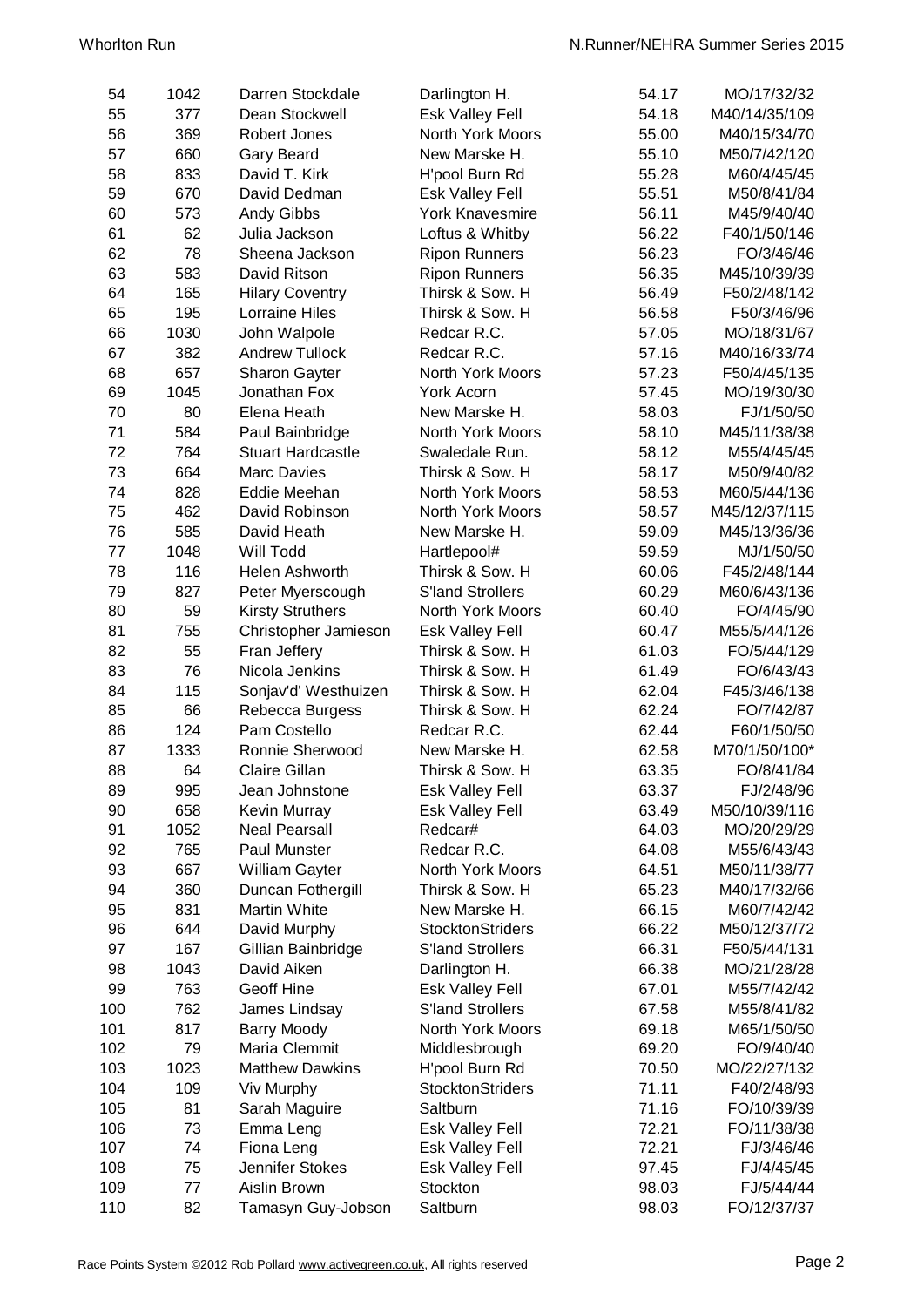| | | | | | |
|---|---|---|---|---|---|
| 54 | 1042 | Darren Stockdale | Darlington H. | 54.17 | MO/17/32/32 |
| 55 | 377 | Dean Stockwell | Esk Valley Fell | 54.18 | M40/14/35/109 |
| 56 | 369 | Robert Jones | North York Moors | 55.00 | M40/15/34/70 |
| 57 | 660 | Gary Beard | New Marske H. | 55.10 | M50/7/42/120 |
| 58 | 833 | David T. Kirk | H'pool Burn Rd | 55.28 | M60/4/45/45 |
| 59 | 670 | David Dedman | Esk Valley Fell | 55.51 | M50/8/41/84 |
| 60 | 573 | Andy Gibbs | York Knavesmire | 56.11 | M45/9/40/40 |
| 61 | 62 | Julia Jackson | Loftus & Whitby | 56.22 | F40/1/50/146 |
| 62 | 78 | Sheena Jackson | Ripon Runners | 56.23 | FO/3/46/46 |
| 63 | 583 | David Ritson | Ripon Runners | 56.35 | M45/10/39/39 |
| 64 | 165 | Hilary Coventry | Thirsk & Sow. H | 56.49 | F50/2/48/142 |
| 65 | 195 | Lorraine Hiles | Thirsk & Sow. H | 56.58 | F50/3/46/96 |
| 66 | 1030 | John Walpole | Redcar R.C. | 57.05 | MO/18/31/67 |
| 67 | 382 | Andrew Tullock | Redcar R.C. | 57.16 | M40/16/33/74 |
| 68 | 657 | Sharon Gayter | North York Moors | 57.23 | F50/4/45/135 |
| 69 | 1045 | Jonathan Fox | York Acorn | 57.45 | MO/19/30/30 |
| 70 | 80 | Elena Heath | New Marske H. | 58.03 | FJ/1/50/50 |
| 71 | 584 | Paul Bainbridge | North York Moors | 58.10 | M45/11/38/38 |
| 72 | 764 | Stuart Hardcastle | Swaledale Run. | 58.12 | M55/4/45/45 |
| 73 | 664 | Marc Davies | Thirsk & Sow. H | 58.17 | M50/9/40/82 |
| 74 | 828 | Eddie Meehan | North York Moors | 58.53 | M60/5/44/136 |
| 75 | 462 | David Robinson | North York Moors | 58.57 | M45/12/37/115 |
| 76 | 585 | David Heath | New Marske H. | 59.09 | M45/13/36/36 |
| 77 | 1048 | Will Todd | Hartlepool# | 59.59 | MJ/1/50/50 |
| 78 | 116 | Helen Ashworth | Thirsk & Sow. H | 60.06 | F45/2/48/144 |
| 79 | 827 | Peter Myerscough | S'land Strollers | 60.29 | M60/6/43/136 |
| 80 | 59 | Kirsty Struthers | North York Moors | 60.40 | FO/4/45/90 |
| 81 | 755 | Christopher Jamieson | Esk Valley Fell | 60.47 | M55/5/44/126 |
| 82 | 55 | Fran Jeffery | Thirsk & Sow. H | 61.03 | FO/5/44/129 |
| 83 | 76 | Nicola Jenkins | Thirsk & Sow. H | 61.49 | FO/6/43/43 |
| 84 | 115 | Sonjav'd' Westhuizen | Thirsk & Sow. H | 62.04 | F45/3/46/138 |
| 85 | 66 | Rebecca Burgess | Thirsk & Sow. H | 62.24 | FO/7/42/87 |
| 86 | 124 | Pam Costello | Redcar R.C. | 62.44 | F60/1/50/50 |
| 87 | 1333 | Ronnie Sherwood | New Marske H. | 62.58 | M70/1/50/100* |
| 88 | 64 | Claire Gillan | Thirsk & Sow. H | 63.35 | FO/8/41/84 |
| 89 | 995 | Jean Johnstone | Esk Valley Fell | 63.37 | FJ/2/48/96 |
| 90 | 658 | Kevin Murray | Esk Valley Fell | 63.49 | M50/10/39/116 |
| 91 | 1052 | Neal Pearsall | Redcar# | 64.03 | MO/20/29/29 |
| 92 | 765 | Paul Munster | Redcar R.C. | 64.08 | M55/6/43/43 |
| 93 | 667 | William Gayter | North York Moors | 64.51 | M50/11/38/77 |
| 94 | 360 | Duncan Fothergill | Thirsk & Sow. H | 65.23 | M40/17/32/66 |
| 95 | 831 | Martin White | New Marske H. | 66.15 | M60/7/42/42 |
| 96 | 644 | David Murphy | StocktonStriders | 66.22 | M50/12/37/72 |
| 97 | 167 | Gillian Bainbridge | S'land Strollers | 66.31 | F50/5/44/131 |
| 98 | 1043 | David Aiken | Darlington H. | 66.38 | MO/21/28/28 |
| 99 | 763 | Geoff Hine | Esk Valley Fell | 67.01 | M55/7/42/42 |
| 100 | 762 | James Lindsay | S'land Strollers | 67.58 | M55/8/41/82 |
| 101 | 817 | Barry Moody | North York Moors | 69.18 | M65/1/50/50 |
| 102 | 79 | Maria Clemmit | Middlesbrough | 69.20 | FO/9/40/40 |
| 103 | 1023 | Matthew Dawkins | H'pool Burn Rd | 70.50 | MO/22/27/132 |
| 104 | 109 | Viv Murphy | StocktonStriders | 71.11 | F40/2/48/93 |
| 105 | 81 | Sarah Maguire | Saltburn | 71.16 | FO/10/39/39 |
| 106 | 73 | Emma Leng | Esk Valley Fell | 72.21 | FO/11/38/38 |
| 107 | 74 | Fiona Leng | Esk Valley Fell | 72.21 | FJ/3/46/46 |
| 108 | 75 | Jennifer Stokes | Esk Valley Fell | 97.45 | FJ/4/45/45 |
| 109 | 77 | Aislin Brown | Stockton | 98.03 | FJ/5/44/44 |
| 110 | 82 | Tamasyn Guy-Jobson | Saltburn | 98.03 | FO/12/37/37 |

Race Points System ©2012 Rob Pollard www.activegreen.co.uk, All rights reserved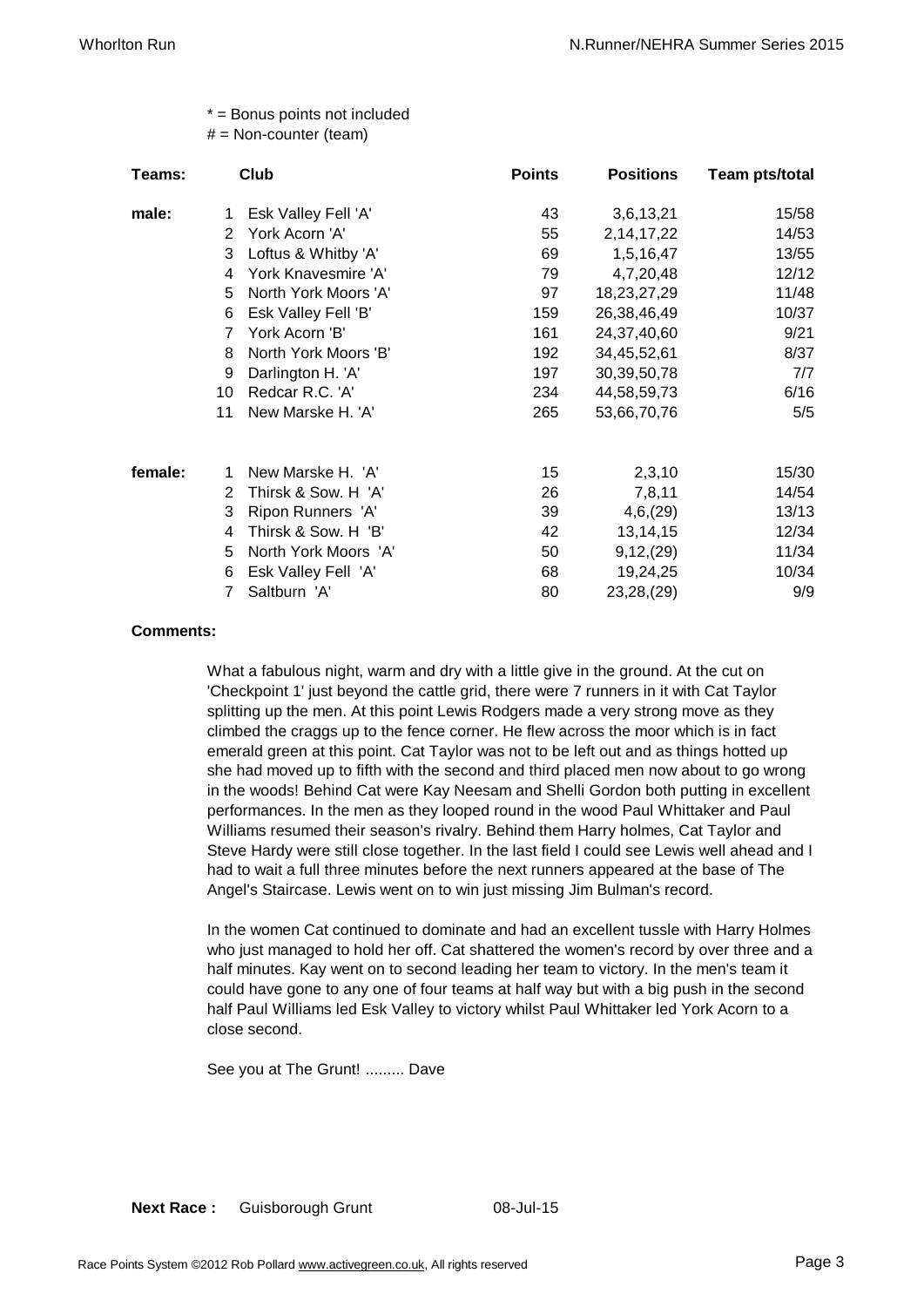* = Bonus points not included
# = Non-counter (team)

| Teams: | | Club | Points | Positions | Team pts/total |
|---|---|---|---|---|---|
| male: | 1 | Esk Valley Fell 'A' | 43 | 3,6,13,21 | 15/58 |
| | 2 | York Acorn 'A' | 55 | 2,14,17,22 | 14/53 |
| | 3 | Loftus & Whitby 'A' | 69 | 1,5,16,47 | 13/55 |
| | 4 | York Knavesmire 'A' | 79 | 4,7,20,48 | 12/12 |
| | 5 | North York Moors 'A' | 97 | 18,23,27,29 | 11/48 |
| | 6 | Esk Valley Fell 'B' | 159 | 26,38,46,49 | 10/37 |
| | 7 | York Acorn 'B' | 161 | 24,37,40,60 | 9/21 |
| | 8 | North York Moors 'B' | 192 | 34,45,52,61 | 8/37 |
| | 9 | Darlington H. 'A' | 197 | 30,39,50,78 | 7/7 |
| | 10 | Redcar R.C. 'A' | 234 | 44,58,59,73 | 6/16 |
| | 11 | New Marske H. 'A' | 265 | 53,66,70,76 | 5/5 |
| female: | 1 | New Marske H. 'A' | 15 | 2,3,10 | 15/30 |
| | 2 | Thirsk & Sow. H 'A' | 26 | 7,8,11 | 14/54 |
| | 3 | Ripon Runners 'A' | 39 | 4,6,(29) | 13/13 |
| | 4 | Thirsk & Sow. H 'B' | 42 | 13,14,15 | 12/34 |
| | 5 | North York Moors 'A' | 50 | 9,12,(29) | 11/34 |
| | 6 | Esk Valley Fell 'A' | 68 | 19,24,25 | 10/34 |
| | 7 | Saltburn 'A' | 80 | 23,28,(29) | 9/9 |

**Comments:**

What a fabulous night, warm and dry with a little give in the ground. At the cut on 'Checkpoint 1' just beyond the cattle grid, there were 7 runners in it with Cat Taylor splitting up the men. At this point Lewis Rodgers made a very strong move as they climbed the craggs up to the fence corner. He flew across the moor which is in fact emerald green at this point. Cat Taylor was not to be left out and as things hotted up she had moved up to fifth with the second and third placed men now about to go wrong in the woods! Behind Cat were Kay Neesam and Shelli Gordon both putting in excellent performances. In the men as they looped round in the wood Paul Whittaker and Paul Williams resumed their season's rivalry. Behind them Harry holmes, Cat Taylor and Steve Hardy were still close together. In the last field I could see Lewis well ahead and I had to wait a full three minutes before the next runners appeared at the base of The Angel's Staircase. Lewis went on to win just missing Jim Bulman's record.

In the women Cat continued to dominate and had an excellent tussle with Harry Holmes who just managed to hold her off. Cat shattered the women's record by over three and a half minutes. Kay went on to second leading her team to victory. In the men's team it could have gone to any one of four teams at half way but with a big push in the second half Paul Williams led Esk Valley to victory whilst Paul Whittaker led York Acorn to a close second.

See you at The Grunt! ......... Dave

**Next Race :** Guisborough Grunt 08-Jul-15